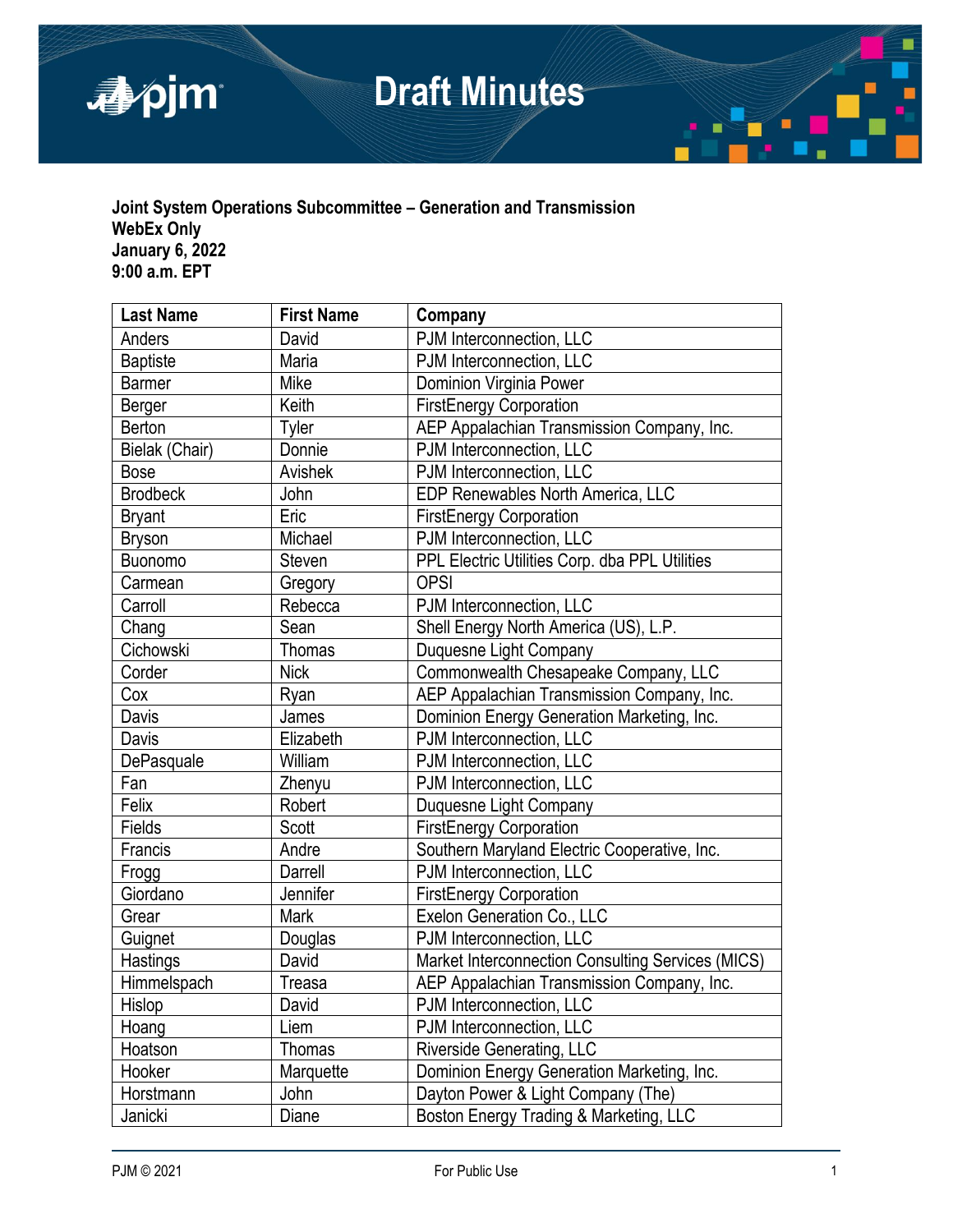# Draft Minutes

**Joint System Operations Subcommittee – Generation and Transmission**
**WebEx Only**
**January 6, 2022**
**9:00 a.m. EPT**

| Last Name | First Name | Company |
|---|---|---|
| Anders | David | PJM Interconnection, LLC |
| Baptiste | Maria | PJM Interconnection, LLC |
| Barmer | Mike | Dominion Virginia Power |
| Berger | Keith | FirstEnergy Corporation |
| Berton | Tyler | AEP Appalachian Transmission Company, Inc. |
| Bielak (Chair) | Donnie | PJM Interconnection, LLC |
| Bose | Avishek | PJM Interconnection, LLC |
| Brodbeck | John | EDP Renewables North America, LLC |
| Bryant | Eric | FirstEnergy Corporation |
| Bryson | Michael | PJM Interconnection, LLC |
| Buonomo | Steven | PPL Electric Utilities Corp. dba PPL Utilities |
| Carmean | Gregory | OPSI |
| Carroll | Rebecca | PJM Interconnection, LLC |
| Chang | Sean | Shell Energy North America (US), L.P. |
| Cichowski | Thomas | Duquesne Light Company |
| Corder | Nick | Commonwealth Chesapeake Company, LLC |
| Cox | Ryan | AEP Appalachian Transmission Company, Inc. |
| Davis | James | Dominion Energy Generation Marketing, Inc. |
| Davis | Elizabeth | PJM Interconnection, LLC |
| DePasquale | William | PJM Interconnection, LLC |
| Fan | Zhenyu | PJM Interconnection, LLC |
| Felix | Robert | Duquesne Light Company |
| Fields | Scott | FirstEnergy Corporation |
| Francis | Andre | Southern Maryland Electric Cooperative, Inc. |
| Frogg | Darrell | PJM Interconnection, LLC |
| Giordano | Jennifer | FirstEnergy Corporation |
| Grear | Mark | Exelon Generation Co., LLC |
| Guignet | Douglas | PJM Interconnection, LLC |
| Hastings | David | Market Interconnection Consulting Services (MICS) |
| Himmelspach | Treasa | AEP Appalachian Transmission Company, Inc. |
| Hislop | David | PJM Interconnection, LLC |
| Hoang | Liem | PJM Interconnection, LLC |
| Hoatson | Thomas | Riverside Generating, LLC |
| Hooker | Marquette | Dominion Energy Generation Marketing, Inc. |
| Horstmann | John | Dayton Power & Light Company (The) |
| Janicki | Diane | Boston Energy Trading & Marketing, LLC |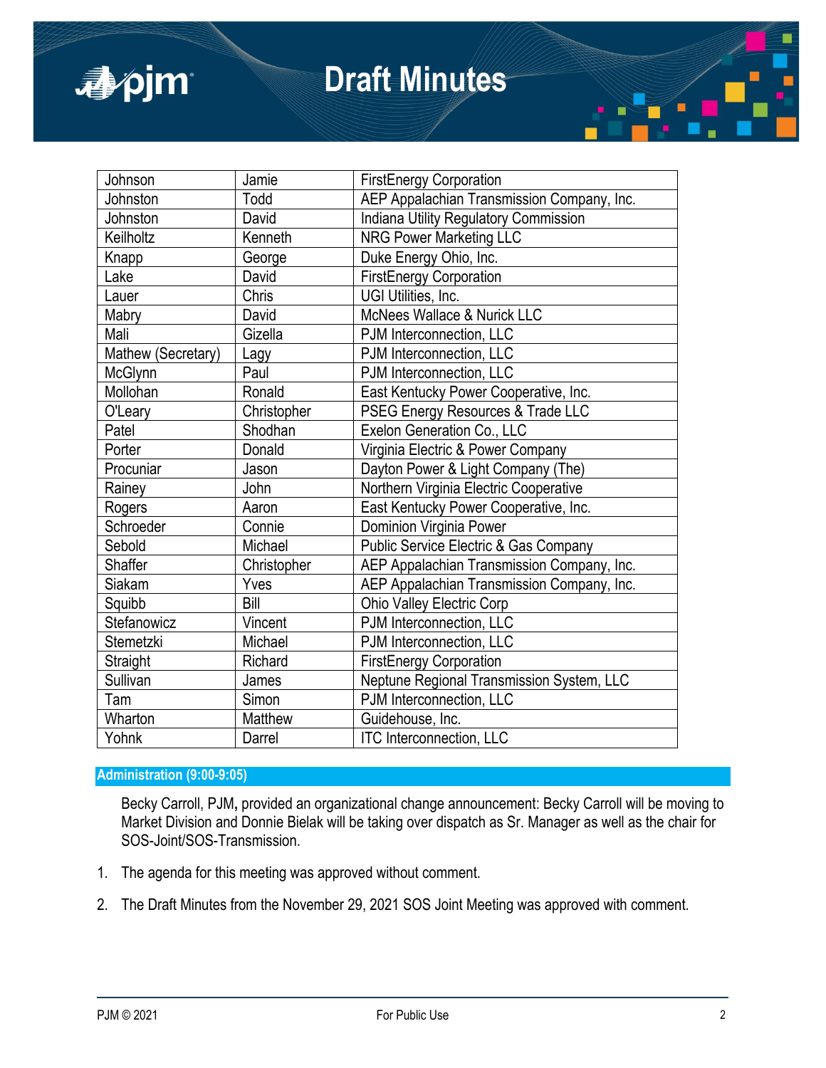| Johnson | Jamie | FirstEnergy Corporation |
|---|---|---|
| Johnston | Todd | AEP Appalachian Transmission Company, Inc. |
| Johnston | David | Indiana Utility Regulatory Commission |
| Keilholtz | Kenneth | NRG Power Marketing LLC |
| Knapp | George | Duke Energy Ohio, Inc. |
| Lake | David | FirstEnergy Corporation |
| Lauer | Chris | UGI Utilities, Inc. |
| Mabry | David | McNees Wallace & Nurick LLC |
| Mali | Gizella | PJM Interconnection, LLC |
| Mathew (Secretary) | Lagy | PJM Interconnection, LLC |
| McGlynn | Paul | PJM Interconnection, LLC |
| Mollohan | Ronald | East Kentucky Power Cooperative, Inc. |
| O'Leary | Christopher | PSEG Energy Resources & Trade LLC |
| Patel | Shodhan | Exelon Generation Co., LLC |
| Porter | Donald | Virginia Electric & Power Company |
| Procuniar | Jason | Dayton Power & Light Company (The) |
| Rainey | John | Northern Virginia Electric Cooperative |
| Rogers | Aaron | East Kentucky Power Cooperative, Inc. |
| Schroeder | Connie | Dominion Virginia Power |
| Sebold | Michael | Public Service Electric & Gas Company |
| Shaffer | Christopher | AEP Appalachian Transmission Company, Inc. |
| Siakam | Yves | AEP Appalachian Transmission Company, Inc. |
| Squibb | Bill | Ohio Valley Electric Corp |
| Stefanowicz | Vincent | PJM Interconnection, LLC |
| Stemetzki | Michael | PJM Interconnection, LLC |
| Straight | Richard | FirstEnergy Corporation |
| Sullivan | James | Neptune Regional Transmission System, LLC |
| Tam | Simon | PJM Interconnection, LLC |
| Wharton | Matthew | Guidehouse, Inc. |
| Yohnk | Darrel | ITC Interconnection, LLC |

## Administration (9:00-9:05)

Becky Carroll, PJM**,** provided an organizational change announcement: Becky Carroll will be moving to Market Division and Donnie Bielak will be taking over dispatch as Sr. Manager as well as the chair for SOS-Joint/SOS-Transmission.

1. The agenda for this meeting was approved without comment.

2. The Draft Minutes from the November 29, 2021 SOS Joint Meeting was approved with comment.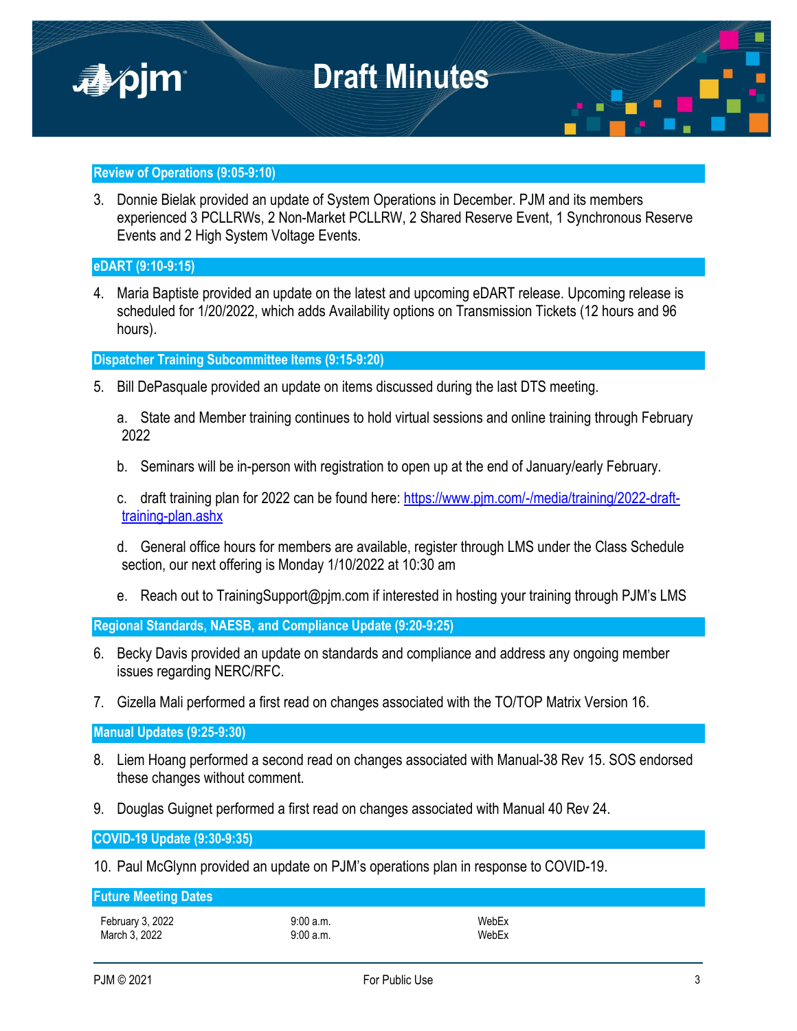## Review of Operations (9:05-9:10)

3. Donnie Bielak provided an update of System Operations in December. PJM and its members experienced 3 PCLLRWs, 2 Non-Market PCLLRW, 2 Shared Reserve Event, 1 Synchronous Reserve Events and 2 High System Voltage Events.

## eDART (9:10-9:15)

4. Maria Baptiste provided an update on the latest and upcoming eDART release. Upcoming release is scheduled for 1/20/2022, which adds Availability options on Transmission Tickets (12 hours and 96 hours).

## Dispatcher Training Subcommittee Items (9:15-9:20)

5. Bill DePasquale provided an update on items discussed during the last DTS meeting.

   a. State and Member training continues to hold virtual sessions and online training through February 2022

   b. Seminars will be in-person with registration to open up at the end of January/early February.

   c. draft training plan for 2022 can be found here: https://www.pjm.com/-/media/training/2022-draft-training-plan.ashx

   d. General office hours for members are available, register through LMS under the Class Schedule section, our next offering is Monday 1/10/2022 at 10:30 am

   e. Reach out to TrainingSupport@pjm.com if interested in hosting your training through PJM's LMS

## Regional Standards, NAESB, and Compliance Update (9:20-9:25)

6. Becky Davis provided an update on standards and compliance and address any ongoing member issues regarding NERC/RFC.

7. Gizella Mali performed a first read on changes associated with the TO/TOP Matrix Version 16.

## Manual Updates (9:25-9:30)

8. Liem Hoang performed a second read on changes associated with Manual-38 Rev 15. SOS endorsed these changes without comment.

9. Douglas Guignet performed a first read on changes associated with Manual 40 Rev 24.

## COVID-19 Update (9:30-9:35)

10. Paul McGlynn provided an update on PJM's operations plan in response to COVID-19.

## Future Meeting Dates

| | | |
|---|---|---|
| February 3, 2022 | 9:00 a.m. | WebEx |
| March 3, 2022 | 9:00 a.m. | WebEx |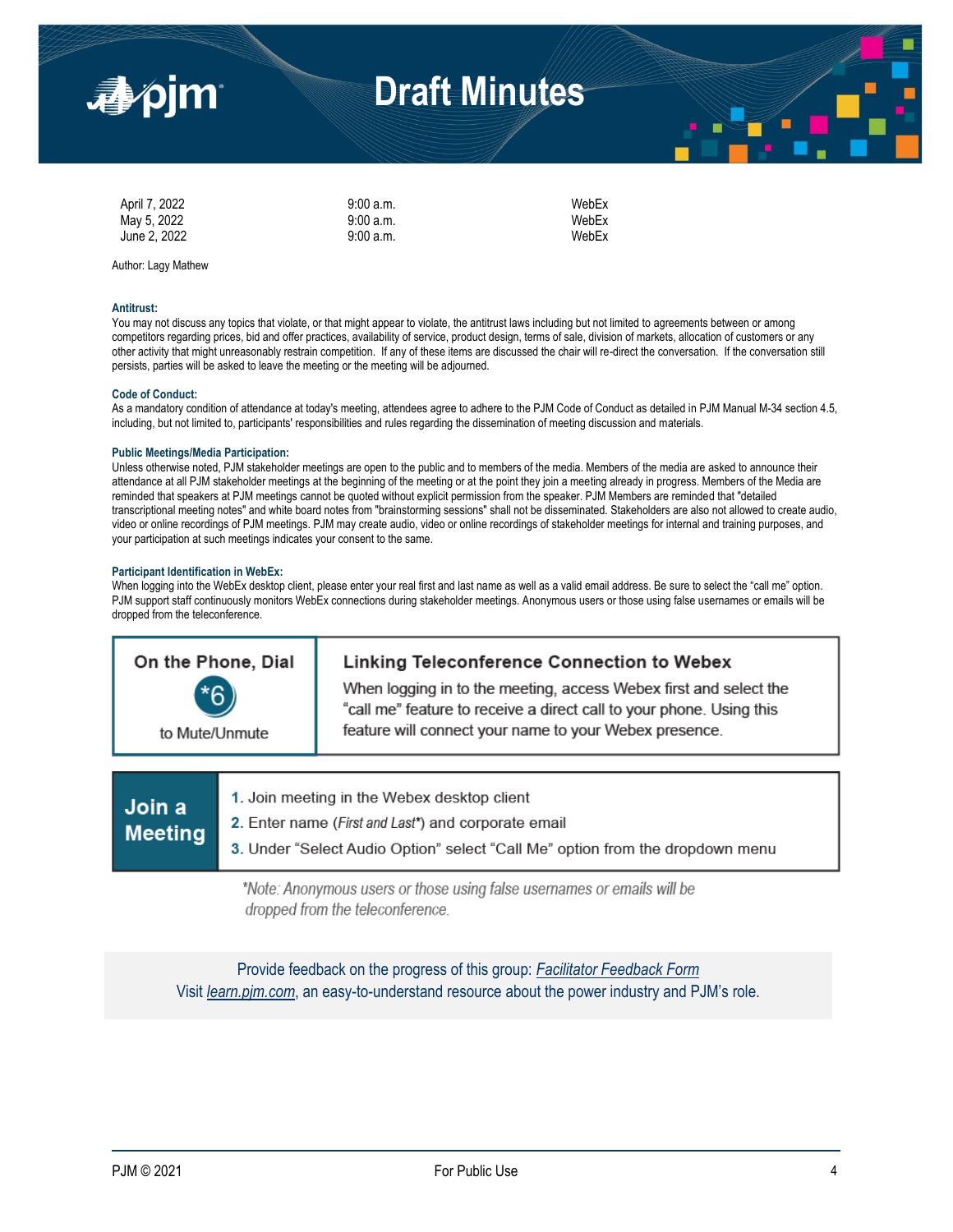| | | |
|---|---|---|
| April 7, 2022 | 9:00 a.m. | WebEx |
| May 5, 2022 | 9:00 a.m. | WebEx |
| June 2, 2022 | 9:00 a.m. | WebEx |

Author: Lagy Mathew

**Antitrust:**
You may not discuss any topics that violate, or that might appear to violate, the antitrust laws including but not limited to agreements between or among competitors regarding prices, bid and offer practices, availability of service, product design, terms of sale, division of markets, allocation of customers or any other activity that might unreasonably restrain competition. If any of these items are discussed the chair will re-direct the conversation. If the conversation still persists, parties will be asked to leave the meeting or the meeting will be adjourned.

**Code of Conduct:**
As a mandatory condition of attendance at today's meeting, attendees agree to adhere to the PJM Code of Conduct as detailed in PJM Manual M-34 section 4.5, including, but not limited to, participants' responsibilities and rules regarding the dissemination of meeting discussion and materials.

**Public Meetings/Media Participation:**
Unless otherwise noted, PJM stakeholder meetings are open to the public and to members of the media. Members of the media are asked to announce their attendance at all PJM stakeholder meetings at the beginning of the meeting or at the point they join a meeting already in progress. Members of the Media are reminded that speakers at PJM meetings cannot be quoted without explicit permission from the speaker. PJM Members are reminded that "detailed transcriptional meeting notes" and white board notes from "brainstorming sessions" shall not be disseminated. Stakeholders are also not allowed to create audio, video or online recordings of PJM meetings. PJM may create audio, video or online recordings of stakeholder meetings for internal and training purposes, and your participation at such meetings indicates your consent to the same.

**Participant Identification in WebEx:**
When logging into the WebEx desktop client, please enter your real first and last name as well as a valid email address. Be sure to select the "call me" option. PJM support staff continuously monitors WebEx connections during stakeholder meetings. Anonymous users or those using false usernames or emails will be dropped from the teleconference.

**On the Phone, Dial *6 to Mute/Unmute**

**Linking Teleconference Connection to Webex**
When logging in to the meeting, access Webex first and select the "call me" feature to receive a direct call to your phone. Using this feature will connect your name to your Webex presence.

**Join a Meeting**
1. Join meeting in the Webex desktop client
2. Enter name (*First and Last**) and corporate email
3. Under "Select Audio Option" select "Call Me" option from the dropdown menu

*\*Note: Anonymous users or those using false usernames or emails will be dropped from the teleconference.*

Provide feedback on the progress of this group: *Facilitator Feedback Form*
Visit *learn.pjm.com*, an easy-to-understand resource about the power industry and PJM's role.